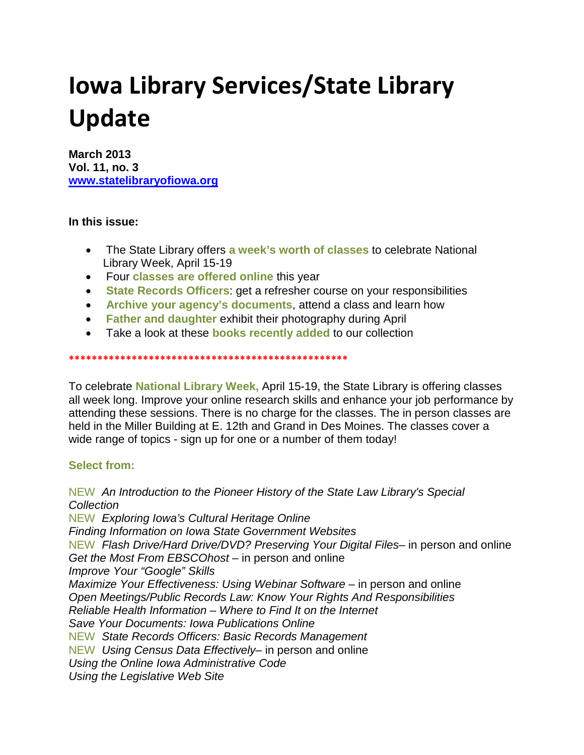# Iowa Library Services/State Library Update

**March 2013**
**Vol. 11, no. 3**
**[www.statelibraryofiowa.org](http://www.statelibraryofiowa.org)**

**In this issue:**

- The State Library offers **a week's worth of classes** to celebrate National Library Week, April 15-19
- Four **classes are offered online** this year
- **State Records Officers**: get a refresher course on your responsibilities
- **Archive your agency's documents**, attend a class and learn how
- **Father and daughter** exhibit their photography during April
- Take a look at these **books recently added** to our collection

**************************************************

To celebrate **National Library Week,** April 15-19, the State Library is offering classes all week long. Improve your online research skills and enhance your job performance by attending these sessions. There is no charge for the classes. The in person classes are held in the Miller Building at E. 12th and Grand in Des Moines. The classes cover a wide range of topics - sign up for one or a number of them today!

**Select from:**

NEW *An Introduction to the Pioneer History of the State Law Library's Special Collection*
NEW *Exploring Iowa's Cultural Heritage Online*
*Finding Information on Iowa State Government Websites*
NEW *Flash Drive/Hard Drive/DVD? Preserving Your Digital Files*– in person and online
*Get the Most From EBSCOhost* – in person and online
*Improve Your "Google" Skills*
*Maximize Your Effectiveness: Using Webinar Software* – in person and online
*Open Meetings/Public Records Law: Know Your Rights And Responsibilities*
*Reliable Health Information – Where to Find It on the Internet*
*Save Your Documents: Iowa Publications Online*
NEW *State Records Officers: Basic Records Management*
NEW *Using Census Data Effectively*– in person and online
*Using the Online Iowa Administrative Code*
*Using the Legislative Web Site*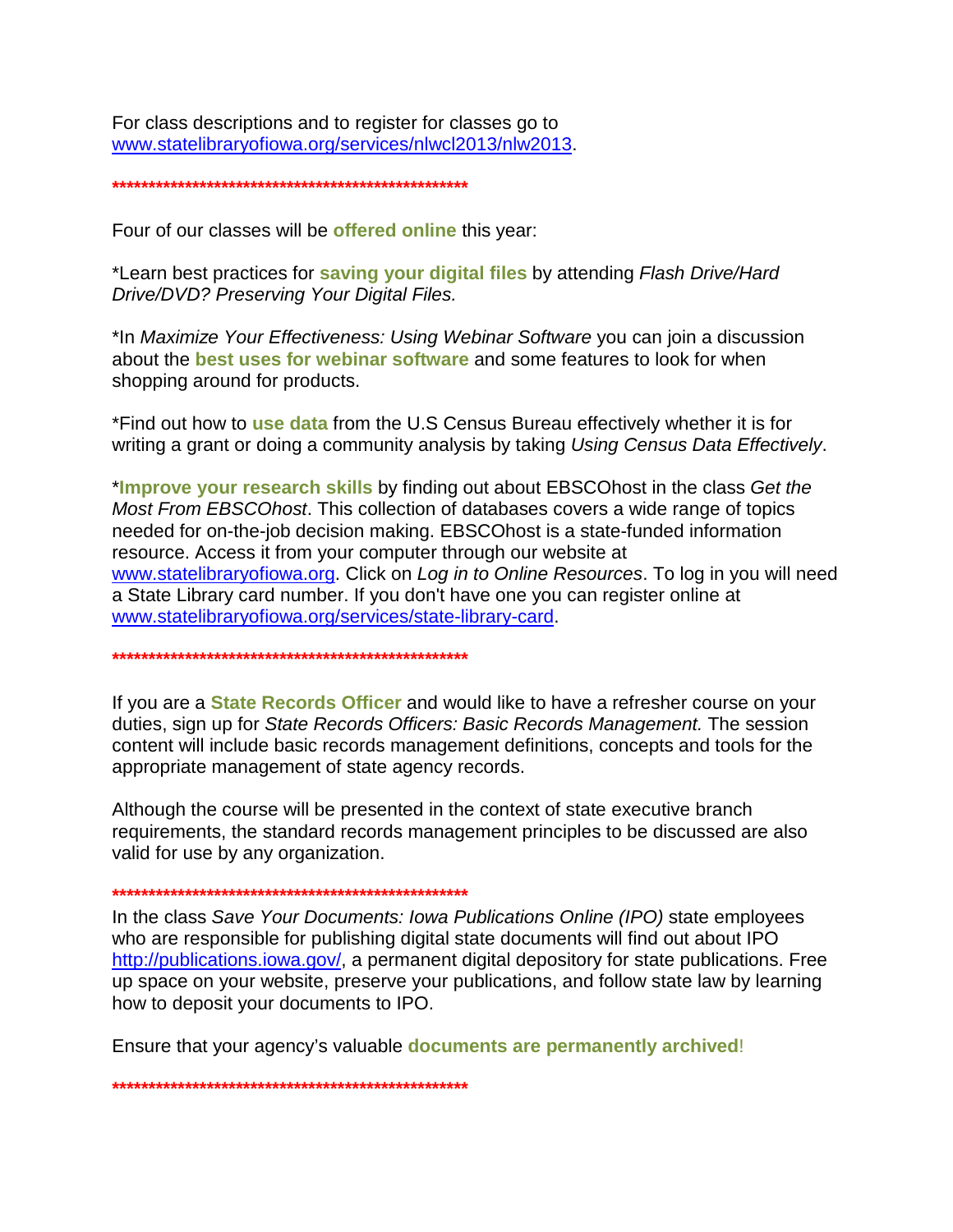For class descriptions and to register for classes go to [www.statelibraryofiowa.org/services/nlwcl2013/nlw2013](http://www.statelibraryofiowa.org/services/nlwcl2013/nlw2013).

****************************************************

Four of our classes will be **offered online** this year:

*Learn best practices for **saving your digital files** by attending *Flash Drive/Hard Drive/DVD? Preserving Your Digital Files.*

*In *Maximize Your Effectiveness: Using Webinar Software* you can join a discussion about the **best uses for webinar software** and some features to look for when shopping around for products.

*Find out how to **use data** from the U.S Census Bureau effectively whether it is for writing a grant or doing a community analysis by taking *Using Census Data Effectively*.

***Improve your research skills** by finding out about EBSCOhost in the class *Get the Most From EBSCOhost*. This collection of databases covers a wide range of topics needed for on-the-job decision making. EBSCOhost is a state-funded information resource. Access it from your computer through our website at [www.statelibraryofiowa.org](http://www.statelibraryofiowa.org). Click on *Log in to Online Resources*. To log in you will need a State Library card number. If you don't have one you can register online at [www.statelibraryofiowa.org/services/state-library-card](http://www.statelibraryofiowa.org/services/state-library-card).

****************************************************

If you are a **State Records Officer** and would like to have a refresher course on your duties, sign up for *State Records Officers: Basic Records Management.* The session content will include basic records management definitions, concepts and tools for the appropriate management of state agency records.

Although the course will be presented in the context of state executive branch requirements, the standard records management principles to be discussed are also valid for use by any organization.

****************************************************

In the class *Save Your Documents: Iowa Publications Online (IPO)* state employees who are responsible for publishing digital state documents will find out about IPO [http://publications.iowa.gov/](http://publications.iowa.gov/), a permanent digital depository for state publications. Free up space on your website, preserve your publications, and follow state law by learning how to deposit your documents to IPO.

Ensure that your agency's valuable **documents are permanently archived**!

****************************************************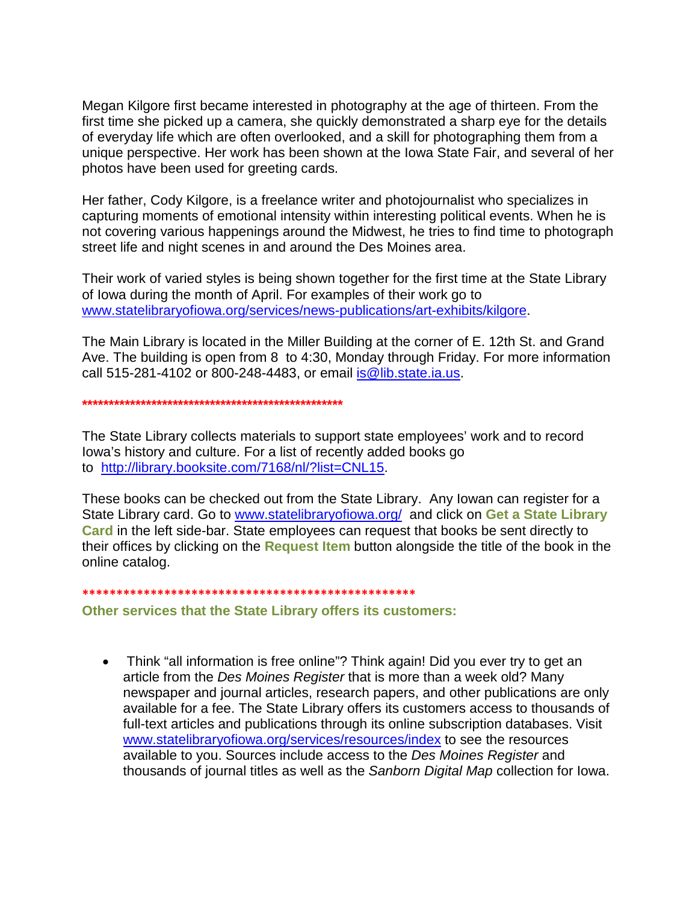Megan Kilgore first became interested in photography at the age of thirteen. From the first time she picked up a camera, she quickly demonstrated a sharp eye for the details of everyday life which are often overlooked, and a skill for photographing them from a unique perspective. Her work has been shown at the Iowa State Fair, and several of her photos have been used for greeting cards.

Her father, Cody Kilgore, is a freelance writer and photojournalist who specializes in capturing moments of emotional intensity within interesting political events. When he is not covering various happenings around the Midwest, he tries to find time to photograph street life and night scenes in and around the Des Moines area.

Their work of varied styles is being shown together for the first time at the State Library of Iowa during the month of April. For examples of their work go to [www.statelibraryofiowa.org/services/news-publications/art-exhibits/kilgore](www.statelibraryofiowa.org/services/news-publications/art-exhibits/kilgore).

The Main Library is located in the Miller Building at the corner of E. 12th St. and Grand Ave. The building is open from 8 to 4:30, Monday through Friday. For more information call 515-281-4102 or 800-248-4483, or email [is@lib.state.ia.us](mailto:is@lib.state.ia.us).

****************************************************

The State Library collects materials to support state employees' work and to record Iowa's history and culture. For a list of recently added books go to [http://library.booksite.com/7168/nl/?list=CNL15](http://library.booksite.com/7168/nl/?list=CNL15).

These books can be checked out from the State Library. Any Iowan can register for a State Library card. Go to [www.statelibraryofiowa.org/](www.statelibraryofiowa.org/) and click on **Get a State Library Card** in the left side-bar. State employees can request that books be sent directly to their offices by clicking on the **Request Item** button alongside the title of the book in the online catalog.

**************************************************

**Other services that the State Library offers its customers:**

- Think "all information is free online"? Think again! Did you ever try to get an article from the *Des Moines Register* that is more than a week old? Many newspaper and journal articles, research papers, and other publications are only available for a fee. The State Library offers its customers access to thousands of full-text articles and publications through its online subscription databases. Visit [www.statelibraryofiowa.org/services/resources/index](www.statelibraryofiowa.org/services/resources/index) to see the resources available to you. Sources include access to the *Des Moines Register* and thousands of journal titles as well as the *Sanborn Digital Map* collection for Iowa.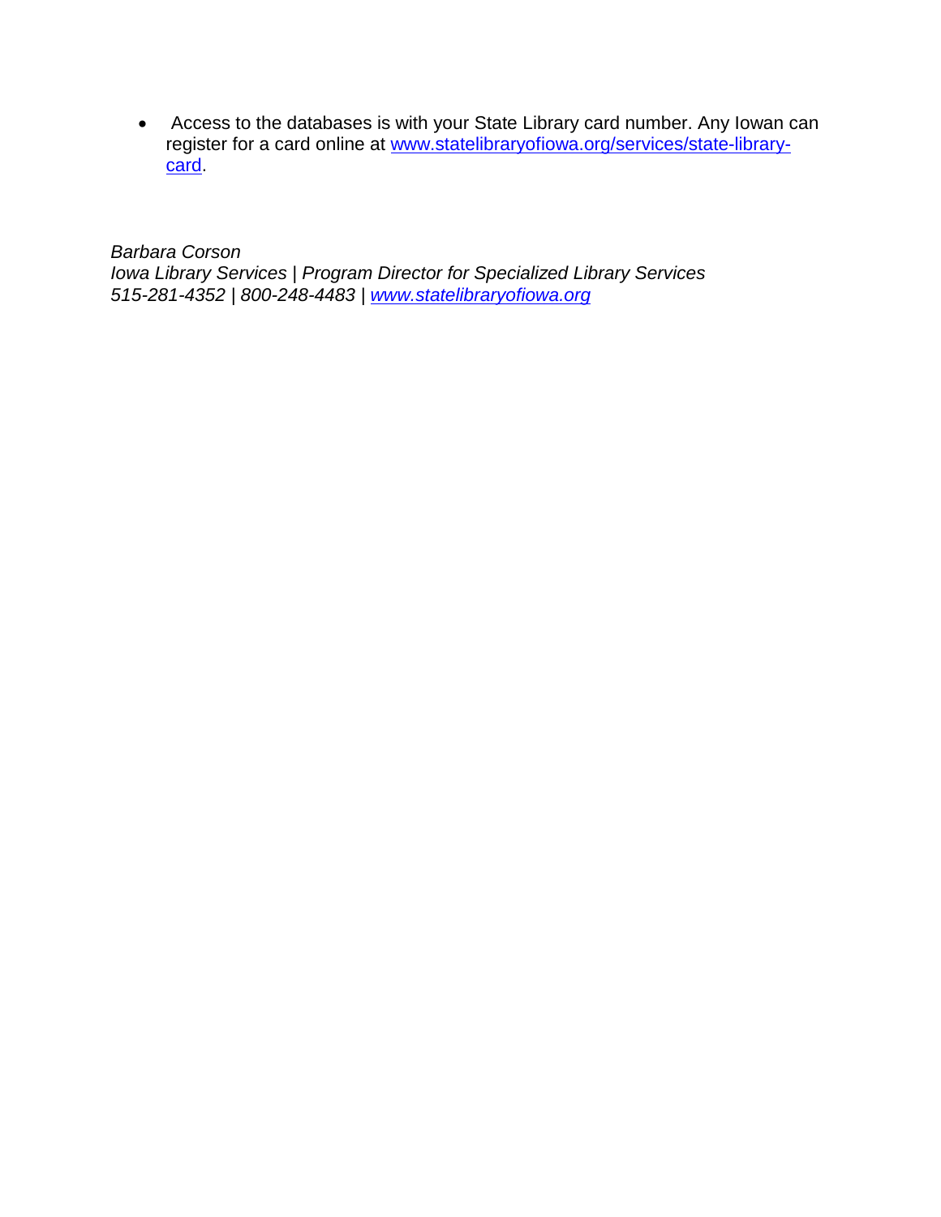- Access to the databases is with your State Library card number. Any Iowan can register for a card online at [www.statelibraryofiowa.org/services/state-library-card](www.statelibraryofiowa.org/services/state-library-card).

*Barbara Corson*
*Iowa Library Services | Program Director for Specialized Library Services*
*515-281-4352 | 800-248-4483 | [www.statelibraryofiowa.org](www.statelibraryofiowa.org)*